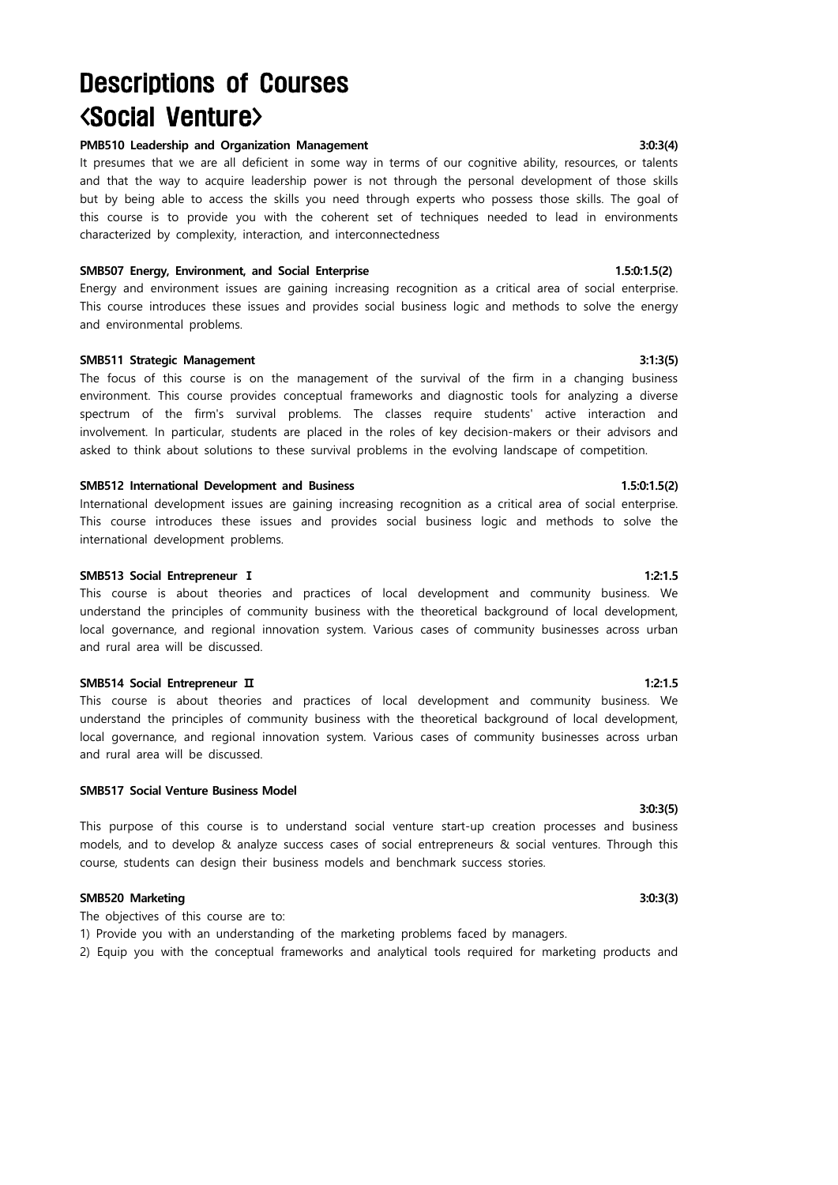# Descriptions of Courses
# <Social Venture>

**PMB510 Leadership and Organization Management** **3:0:3(4)**

It presumes that we are all deficient in some way in terms of our cognitive ability, resources, or talents and that the way to acquire leadership power is not through the personal development of those skills but by being able to access the skills you need through experts who possess those skills. The goal of this course is to provide you with the coherent set of techniques needed to lead in environments characterized by complexity, interaction, and interconnectedness

**SMB507 Energy, Environment, and Social Enterprise** **1.5:0:1.5(2)**

Energy and environment issues are gaining increasing recognition as a critical area of social enterprise. This course introduces these issues and provides social business logic and methods to solve the energy and environmental problems.

**SMB511 Strategic Management** **3:1:3(5)**

The focus of this course is on the management of the survival of the firm in a changing business environment. This course provides conceptual frameworks and diagnostic tools for analyzing a diverse spectrum of the firm's survival problems. The classes require students' active interaction and involvement. In particular, students are placed in the roles of key decision-makers or their advisors and asked to think about solutions to these survival problems in the evolving landscape of competition.

**SMB512 International Development and Business** **1.5:0:1.5(2)**

International development issues are gaining increasing recognition as a critical area of social enterprise. This course introduces these issues and provides social business logic and methods to solve the international development problems.

**SMB513 Social Entrepreneur Ⅰ** **1:2:1.5**

This course is about theories and practices of local development and community business. We understand the principles of community business with the theoretical background of local development, local governance, and regional innovation system. Various cases of community businesses across urban and rural area will be discussed.

**SMB514 Social Entrepreneur Ⅱ** **1:2:1.5**

This course is about theories and practices of local development and community business. We understand the principles of community business with the theoretical background of local development, local governance, and regional innovation system. Various cases of community businesses across urban and rural area will be discussed.

**SMB517 Social Venture Business Model**

**3:0:3(5)**

This purpose of this course is to understand social venture start-up creation processes and business models, and to develop & analyze success cases of social entrepreneurs & social ventures. Through this course, students can design their business models and benchmark success stories.

**SMB520 Marketing** **3:0:3(3)**

The objectives of this course are to:

1) Provide you with an understanding of the marketing problems faced by managers.
2) Equip you with the conceptual frameworks and analytical tools required for marketing products and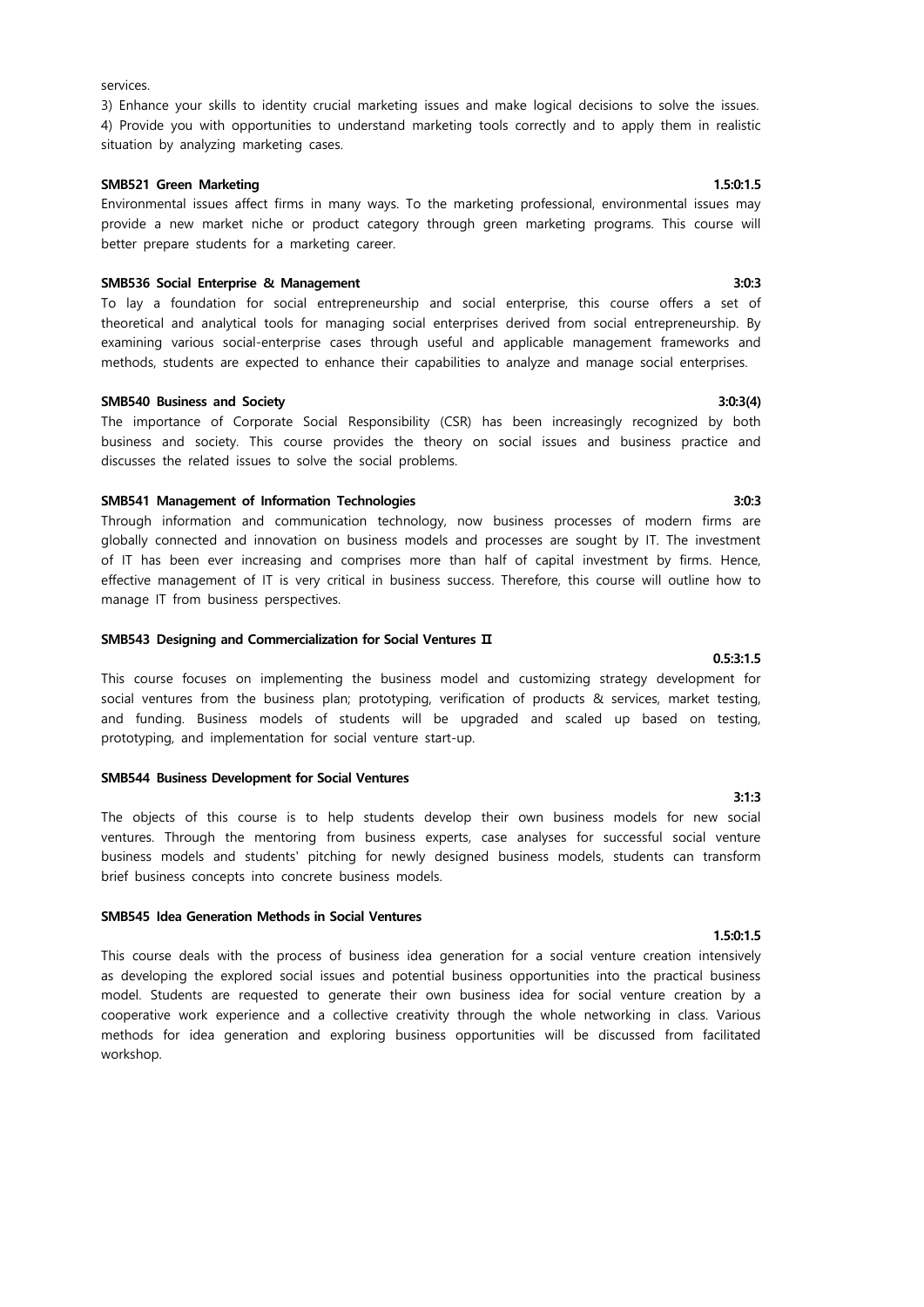services.

3) Enhance your skills to identity crucial marketing issues and make logical decisions to solve the issues.
4) Provide you with opportunities to understand marketing tools correctly and to apply them in realistic situation by analyzing marketing cases.

**SMB521 Green Marketing** **1.5:0:1.5**

Environmental issues affect firms in many ways. To the marketing professional, environmental issues may provide a new market niche or product category through green marketing programs. This course will better prepare students for a marketing career.

**SMB536 Social Enterprise & Management** **3:0:3**

To lay a foundation for social entrepreneurship and social enterprise, this course offers a set of theoretical and analytical tools for managing social enterprises derived from social entrepreneurship. By examining various social-enterprise cases through useful and applicable management frameworks and methods, students are expected to enhance their capabilities to analyze and manage social enterprises.

**SMB540 Business and Society** **3:0:3(4)**

The importance of Corporate Social Responsibility (CSR) has been increasingly recognized by both business and society. This course provides the theory on social issues and business practice and discusses the related issues to solve the social problems.

**SMB541 Management of Information Technologies** **3:0:3**

Through information and communication technology, now business processes of modern firms are globally connected and innovation on business models and processes are sought by IT. The investment of IT has been ever increasing and comprises more than half of capital investment by firms. Hence, effective management of IT is very critical in business success. Therefore, this course will outline how to manage IT from business perspectives.

**SMB543 Designing and Commercialization for Social Ventures Ⅱ** **0.5:3:1.5**

This course focuses on implementing the business model and customizing strategy development for social ventures from the business plan; prototyping, verification of products & services, market testing, and funding. Business models of students will be upgraded and scaled up based on testing, prototyping, and implementation for social venture start-up.

**SMB544 Business Development for Social Ventures** **3:1:3**

The objects of this course is to help students develop their own business models for new social ventures. Through the mentoring from business experts, case analyses for successful social venture business models and students' pitching for newly designed business models, students can transform brief business concepts into concrete business models.

**SMB545 Idea Generation Methods in Social Ventures** **1.5:0:1.5**

This course deals with the process of business idea generation for a social venture creation intensively as developing the explored social issues and potential business opportunities into the practical business model. Students are requested to generate their own business idea for social venture creation by a cooperative work experience and a collective creativity through the whole networking in class. Various methods for idea generation and exploring business opportunities will be discussed from facilitated workshop.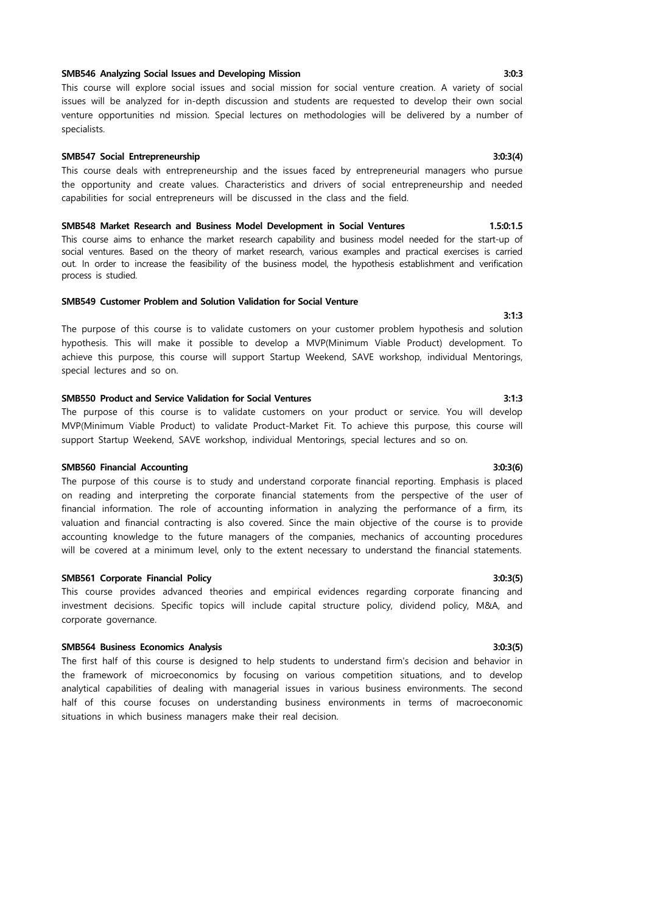**SMB546 Analyzing Social Issues and Developing Mission** **3:0:3**

This course will explore social issues and social mission for social venture creation. A variety of social issues will be analyzed for in-depth discussion and students are requested to develop their own social venture opportunities nd mission. Special lectures on methodologies will be delivered by a number of specialists.

**SMB547 Social Entrepreneurship** **3:0:3(4)**

This course deals with entrepreneurship and the issues faced by entrepreneurial managers who pursue the opportunity and create values. Characteristics and drivers of social entrepreneurship and needed capabilities for social entrepreneurs will be discussed in the class and the field.

**SMB548 Market Research and Business Model Development in Social Ventures** **1.5:0:1.5**

This course aims to enhance the market research capability and business model needed for the start-up of social ventures. Based on the theory of market research, various examples and practical exercises is carried out. In order to increase the feasibility of the business model, the hypothesis establishment and verification process is studied.

**SMB549 Customer Problem and Solution Validation for Social Venture** **3:1:3**

The purpose of this course is to validate customers on your customer problem hypothesis and solution hypothesis. This will make it possible to develop a MVP(Minimum Viable Product) development. To achieve this purpose, this course will support Startup Weekend, SAVE workshop, individual Mentorings, special lectures and so on.

**SMB550 Product and Service Validation for Social Ventures** **3:1:3**

The purpose of this course is to validate customers on your product or service. You will develop MVP(Minimum Viable Product) to validate Product-Market Fit. To achieve this purpose, this course will support Startup Weekend, SAVE workshop, individual Mentorings, special lectures and so on.

**SMB560 Financial Accounting** **3:0:3(6)**

The purpose of this course is to study and understand corporate financial reporting. Emphasis is placed on reading and interpreting the corporate financial statements from the perspective of the user of financial information. The role of accounting information in analyzing the performance of a firm, its valuation and financial contracting is also covered. Since the main objective of the course is to provide accounting knowledge to the future managers of the companies, mechanics of accounting procedures will be covered at a minimum level, only to the extent necessary to understand the financial statements.

**SMB561 Corporate Financial Policy** **3:0:3(5)**

This course provides advanced theories and empirical evidences regarding corporate financing and investment decisions. Specific topics will include capital structure policy, dividend policy, M&A, and corporate governance.

**SMB564 Business Economics Analysis** **3:0:3(5)**

The first half of this course is designed to help students to understand firm's decision and behavior in the framework of microeconomics by focusing on various competition situations, and to develop analytical capabilities of dealing with managerial issues in various business environments. The second half of this course focuses on understanding business environments in terms of macroeconomic situations in which business managers make their real decision.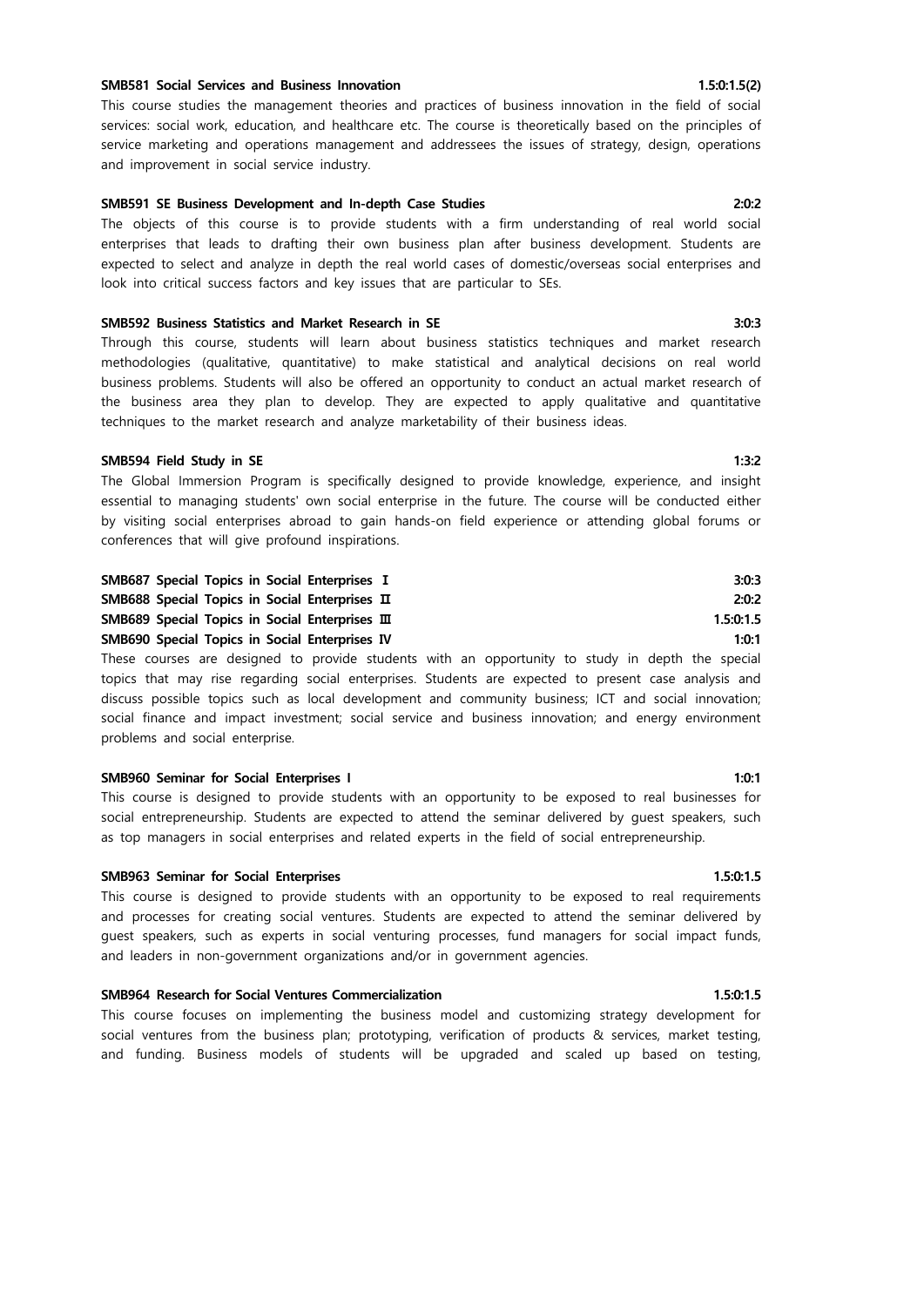**SMB581 Social Services and Business Innovation** **1.5:0:1.5(2)**

This course studies the management theories and practices of business innovation in the field of social services: social work, education, and healthcare etc. The course is theoretically based on the principles of service marketing and operations management and addressees the issues of strategy, design, operations and improvement in social service industry.

**SMB591 SE Business Development and In-depth Case Studies** **2:0:2**

The objects of this course is to provide students with a firm understanding of real world social enterprises that leads to drafting their own business plan after business development. Students are expected to select and analyze in depth the real world cases of domestic/overseas social enterprises and look into critical success factors and key issues that are particular to SEs.

**SMB592 Business Statistics and Market Research in SE** **3:0:3**

Through this course, students will learn about business statistics techniques and market research methodologies (qualitative, quantitative) to make statistical and analytical decisions on real world business problems. Students will also be offered an opportunity to conduct an actual market research of the business area they plan to develop. They are expected to apply qualitative and quantitative techniques to the market research and analyze marketability of their business ideas.

**SMB594 Field Study in SE** **1:3:2**

The Global Immersion Program is specifically designed to provide knowledge, experience, and insight essential to managing students' own social enterprise in the future. The course will be conducted either by visiting social enterprises abroad to gain hands-on field experience or attending global forums or conferences that will give profound inspirations.

**SMB687 Special Topics in Social Enterprises Ⅰ** **3:0:3**
**SMB688 Special Topics in Social Enterprises Ⅱ** **2:0:2**
**SMB689 Special Topics in Social Enterprises Ⅲ** **1.5:0:1.5**
**SMB690 Special Topics in Social Enterprises Ⅳ** **1:0:1**

These courses are designed to provide students with an opportunity to study in depth the special topics that may rise regarding social enterprises. Students are expected to present case analysis and discuss possible topics such as local development and community business; ICT and social innovation; social finance and impact investment; social service and business innovation; and energy environment problems and social enterprise.

**SMB960 Seminar for Social Enterprises I** **1:0:1**

This course is designed to provide students with an opportunity to be exposed to real businesses for social entrepreneurship. Students are expected to attend the seminar delivered by guest speakers, such as top managers in social enterprises and related experts in the field of social entrepreneurship.

**SMB963 Seminar for Social Enterprises** **1.5:0:1.5**

This course is designed to provide students with an opportunity to be exposed to real requirements and processes for creating social ventures. Students are expected to attend the seminar delivered by guest speakers, such as experts in social venturing processes, fund managers for social impact funds, and leaders in non-government organizations and/or in government agencies.

**SMB964 Research for Social Ventures Commercialization** **1.5:0:1.5**

This course focuses on implementing the business model and customizing strategy development for social ventures from the business plan; prototyping, verification of products & services, market testing, and funding. Business models of students will be upgraded and scaled up based on testing,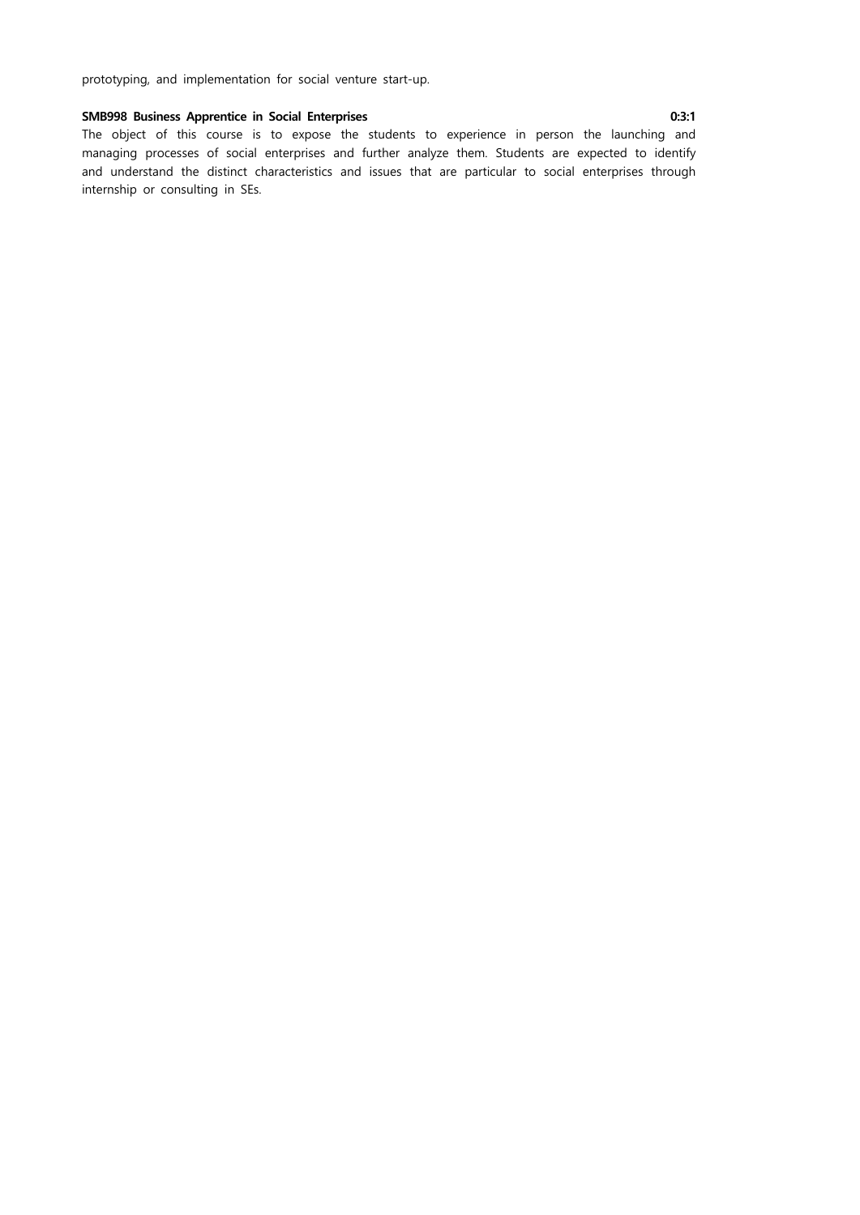prototyping, and implementation for social venture start-up.

**SMB998 Business Apprentice in Social Enterprises** **0:3:1**

The object of this course is to expose the students to experience in person the launching and managing processes of social enterprises and further analyze them. Students are expected to identify and understand the distinct characteristics and issues that are particular to social enterprises through internship or consulting in SEs.